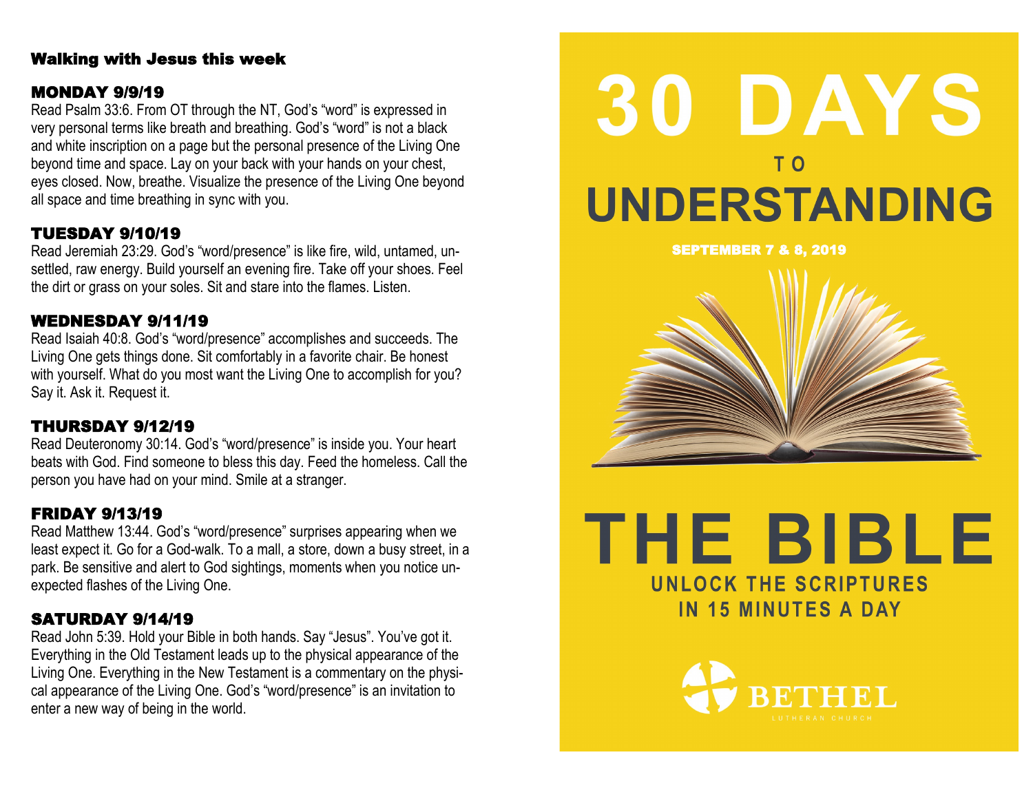## Walking with Jesus this week

### MONDAY 9/9/19

Read Psalm 33:6. From OT through the NT, God's "word" is expressed in very personal terms like breath and breathing. God's "word" is not a black and white inscription on a page but the personal presence of the Living One beyond time and space. Lay on your back with your hands on your chest, eyes closed. Now, breathe. Visualize the presence of the Living One beyond all space and time breathing in sync with you.

### TUESDAY 9/10/19

Read Jeremiah 23:29. God's "word/presence" is like fire, wild, untamed, unsettled, raw energy. Build yourself an evening fire. Take off your shoes. Feel the dirt or grass on your soles. Sit and stare into the flames. Listen.

### WEDNESDAY 9/11/19

Read Isaiah 40:8. God's "word/presence" accomplishes and succeeds. The Living One gets things done. Sit comfortably in a favorite chair. Be honest with yourself. What do you most want the Living One to accomplish for you? Say it. Ask it. Request it.

### THURSDAY 9/12/19

Read Deuteronomy 30:14. God's "word/presence" is inside you. Your heart beats with God. Find someone to bless this day. Feed the homeless. Call the person you have had on your mind. Smile at a stranger.

### FRIDAY 9/13/19

Read Matthew 13:44. God's "word/presence" surprises appearing when we least expect it. Go for a God-walk. To a mall, a store, down a busy street, in a park. Be sensitive and alert to God sightings, moments when you notice unexpected flashes of the Living One.

### SATURDAY 9/14/19

Read John 5:39. Hold your Bible in both hands. Say "Jesus". You've got it. Everything in the Old Testament leads up to the physical appearance of the Living One. Everything in the New Testament is a commentary on the physical appearance of the Living One. God's "word/presence" is an invitation to enter a new way of being in the world.

# 30 DAYS TO UNDERSTANDING

**SEPTEMBER 7 & 8, 2019**

# THE BIBLE

**UNLOCK THE SCRIPTURES IN 15 MINUTES A DAY**

BETHEL LUTHERAN CHURCH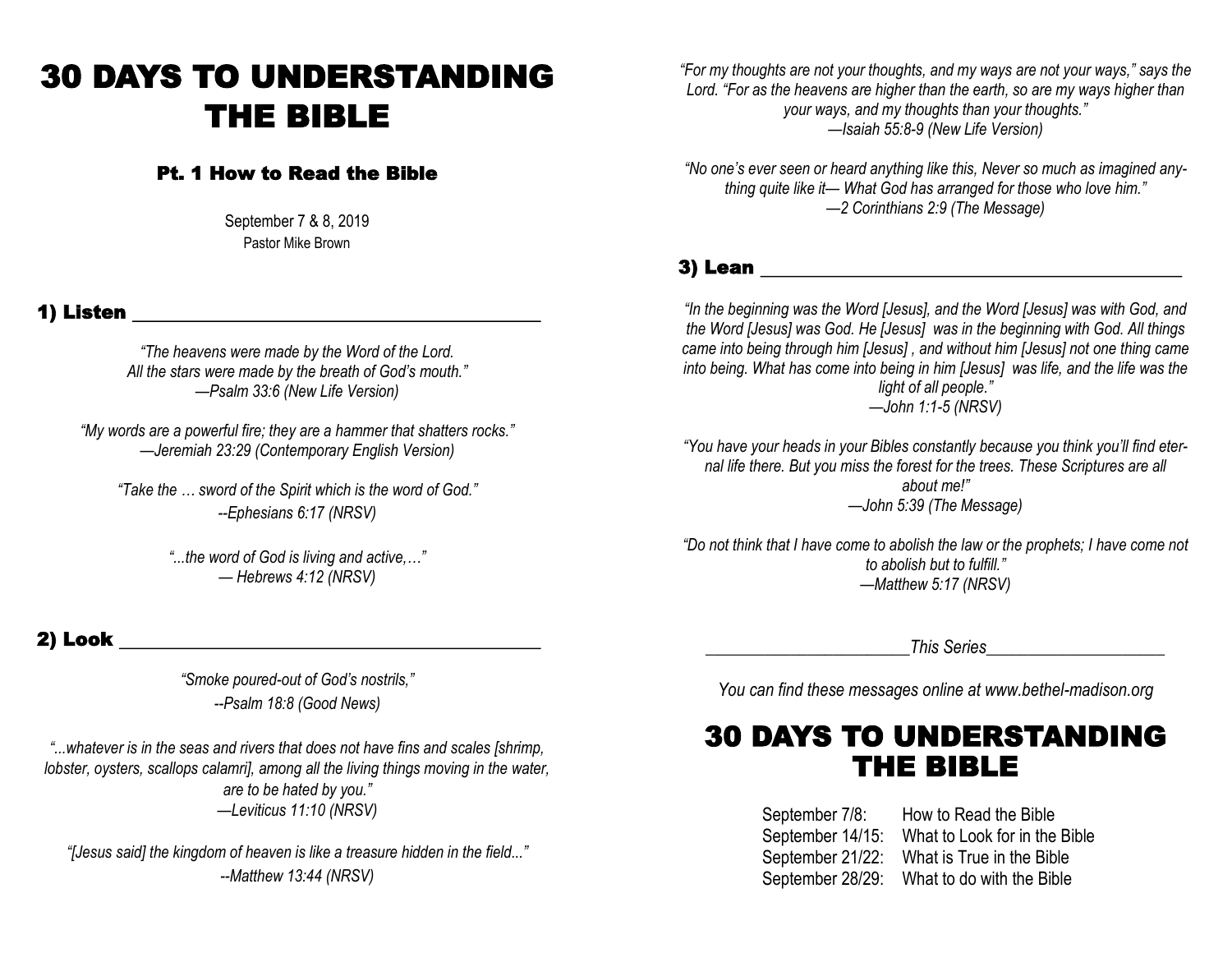# 30 DAYS TO UNDERSTANDING THE BIBLE

## Pt. 1 How to Read the Bible

September 7 & 8, 2019

Pastor Mike Brown

### 1) Listen ______________________________________________

*"The heavens were made by the Word of the Lord. All the stars were made by the breath of God's mouth."*
*—Psalm 33:6 (New Life Version)*

*"My words are a powerful fire; they are a hammer that shatters rocks."*
*—Jeremiah 23:29 (Contemporary English Version)*

*"Take the … sword of the Spirit which is the word of God."*
*--Ephesians 6:17 (NRSV)*

*"...the word of God is living and active,…"*
*— Hebrews 4:12 (NRSV)*

### 2) Look ______________________________________________

*"Smoke poured-out of God's nostrils,"*
*--Psalm 18:8 (Good News)*

*"...whatever is in the seas and rivers that does not have fins and scales [shrimp, lobster, oysters, scallops calamri], among all the living things moving in the water, are to be hated by you."*
*—Leviticus 11:10 (NRSV)*

*"[Jesus said] the kingdom of heaven is like a treasure hidden in the field..."*
*--Matthew 13:44 (NRSV)*

*"For my thoughts are not your thoughts, and my ways are not your ways," says the Lord. "For as the heavens are higher than the earth, so are my ways higher than your ways, and my thoughts than your thoughts."*
*—Isaiah 55:8-9 (New Life Version)*

*"No one's ever seen or heard anything like this, Never so much as imagined anything quite like it— What God has arranged for those who love him."*
*—2 Corinthians 2:9 (The Message)*

### 3) Lean ______________________________________________

*"In the beginning was the Word [Jesus], and the Word [Jesus] was with God, and the Word [Jesus] was God. He [Jesus] was in the beginning with God. All things came into being through him [Jesus] , and without him [Jesus] not one thing came into being. What has come into being in him [Jesus] was life, and the life was the light of all people."*
*—John 1:1-5 (NRSV)*

*"You have your heads in your Bibles constantly because you think you'll find eternal life there. But you miss the forest for the trees. These Scriptures are all about me!"*
*—John 5:39 (The Message)*

*"Do not think that I have come to abolish the law or the prophets; I have come not to abolish but to fulfill."*
*—Matthew 5:17 (NRSV)*

*_______________________This Series____________________*

*You can find these messages online at www.bethel-madison.org*

# 30 DAYS TO UNDERSTANDING THE BIBLE

| | |
|---|---|
| September 7/8: | How to Read the Bible |
| September 14/15: | What to Look for in the Bible |
| September 21/22: | What is True in the Bible |
| September 28/29: | What to do with the Bible |